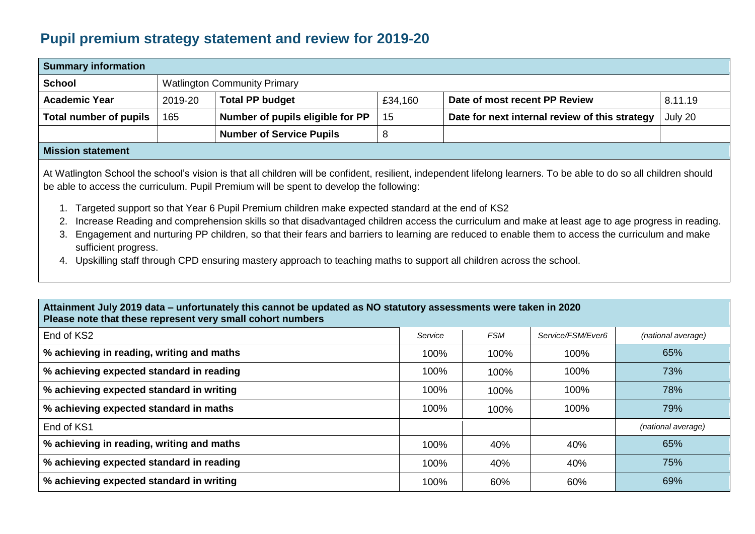# Pupil premium strategy statement and review for 2019-20

| Summary information | | | | | |
|---|---|---|---|---|---|
| **School** | Watlington Community Primary | | | | |
| **Academic Year** | 2019-20 | **Total PP budget** | £34,160 | **Date of most recent PP Review** | 8.11.19 |
| **Total number of pupils** | 165 | **Number of pupils eligible for PP** | 15 | **Date for next internal review of this strategy** | July 20 |
| | | **Number of Service Pupils** | 8 | | |

**Mission statement**

At Watlington School the school's vision is that all children will be confident, resilient, independent lifelong learners. To be able to do so all children should be able to access the curriculum. Pupil Premium will be spent to develop the following:

1. Targeted support so that Year 6 Pupil Premium children make expected standard at the end of KS2
2. Increase Reading and comprehension skills so that disadvantaged children access the curriculum and make at least age to age progress in reading.
3. Engagement and nurturing PP children, so that their fears and barriers to learning are reduced to enable them to access the curriculum and make sufficient progress.
4. Upskilling staff through CPD ensuring mastery approach to teaching maths to support all children across the school.

**Attainment July 2019 data – unfortunately this cannot be updated as NO statutory assessments were taken in 2020**
**Please note that these represent very small cohort numbers**

| End of KS2 | *Service* | *FSM* | *Service/FSM/Ever6* | *(national average)* |
|---|---|---|---|---|
| **% achieving in reading, writing and maths** | 100% | 100% | 100% | 65% |
| **% achieving expected standard in reading** | 100% | 100% | 100% | 73% |
| **% achieving expected standard in writing** | 100% | 100% | 100% | 78% |
| **% achieving expected standard in maths** | 100% | 100% | 100% | 79% |
| End of KS1 | | | | *(national average)* |
| **% achieving in reading, writing and maths** | 100% | 40% | 40% | 65% |
| **% achieving expected standard in reading** | 100% | 40% | 40% | 75% |
| **% achieving expected standard in writing** | 100% | 60% | 60% | 69% |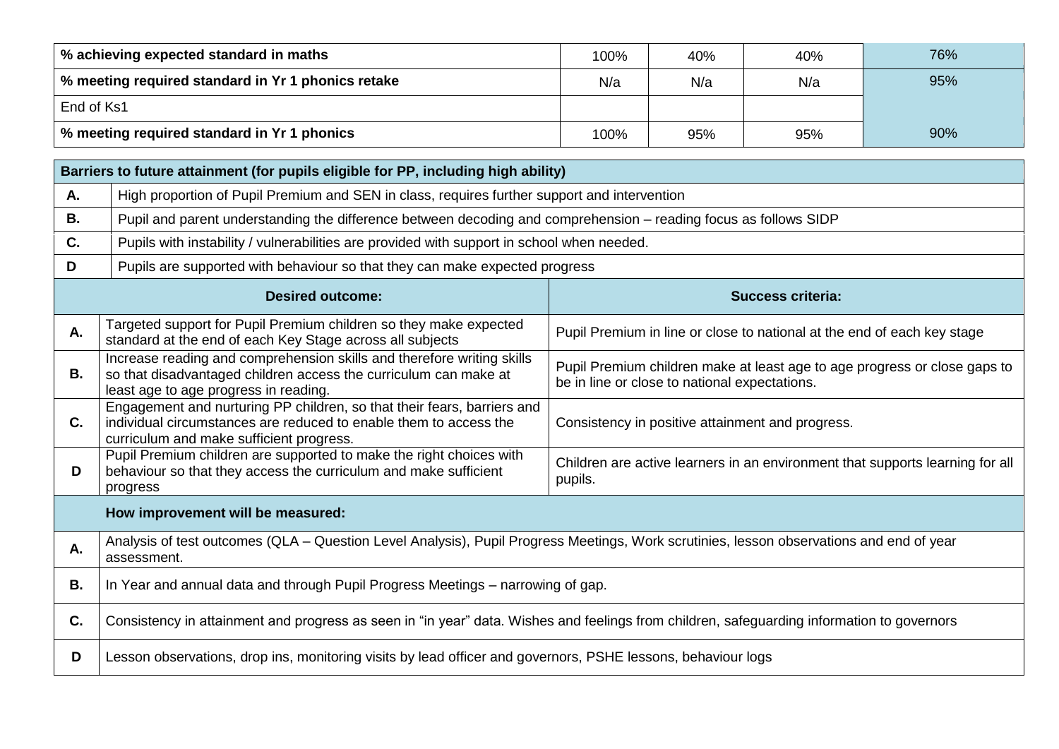| | | | | |
|---|---|---|---|---|
| **% achieving expected standard in maths** | 100% | 40% | 40% | 76% |
| **% meeting required standard in Yr 1 phonics retake** | N/a | N/a | N/a | 95% |
| End of Ks1 | | | | |
| **% meeting required standard in Yr 1 phonics** | 100% | 95% | 95% | 90% |

| **Barriers to future attainment (for pupils eligible for PP, including high ability)** | |
|---|---|
| **A.** | High proportion of Pupil Premium and SEN in class, requires further support and intervention |
| **B.** | Pupil and parent understanding the difference between decoding and comprehension – reading focus as follows SIDP |
| **C.** | Pupils with instability / vulnerabilities are provided with support in school when needed. |
| **D** | Pupils are supported with behaviour so that they can make expected progress |

| | **Desired outcome:** | **Success criteria:** |
|---|---|---|
| **A.** | Targeted support for Pupil Premium children so they make expected standard at the end of each Key Stage across all subjects | Pupil Premium in line or close to national at the end of each key stage |
| **B.** | Increase reading and comprehension skills and therefore writing skills so that disadvantaged children access the curriculum can make at least age to age progress in reading. | Pupil Premium children make at least age to age progress or close gaps to be in line or close to national expectations. |
| **C.** | Engagement and nurturing PP children, so that their fears, barriers and individual circumstances are reduced to enable them to access the curriculum and make sufficient progress. | Consistency in positive attainment and progress. |
| **D** | Pupil Premium children are supported to make the right choices with behaviour so that they access the curriculum and make sufficient progress | Children are active learners in an environment that supports learning for all pupils. |

| | **How improvement will be measured:** |
|---|---|
| **A.** | Analysis of test outcomes (QLA – Question Level Analysis), Pupil Progress Meetings, Work scrutinies, lesson observations and end of year assessment. |
| **B.** | In Year and annual data and through Pupil Progress Meetings – narrowing of gap. |
| **C.** | Consistency in attainment and progress as seen in "in year" data. Wishes and feelings from children, safeguarding information to governors |
| **D** | Lesson observations, drop ins, monitoring visits by lead officer and governors, PSHE lessons, behaviour logs |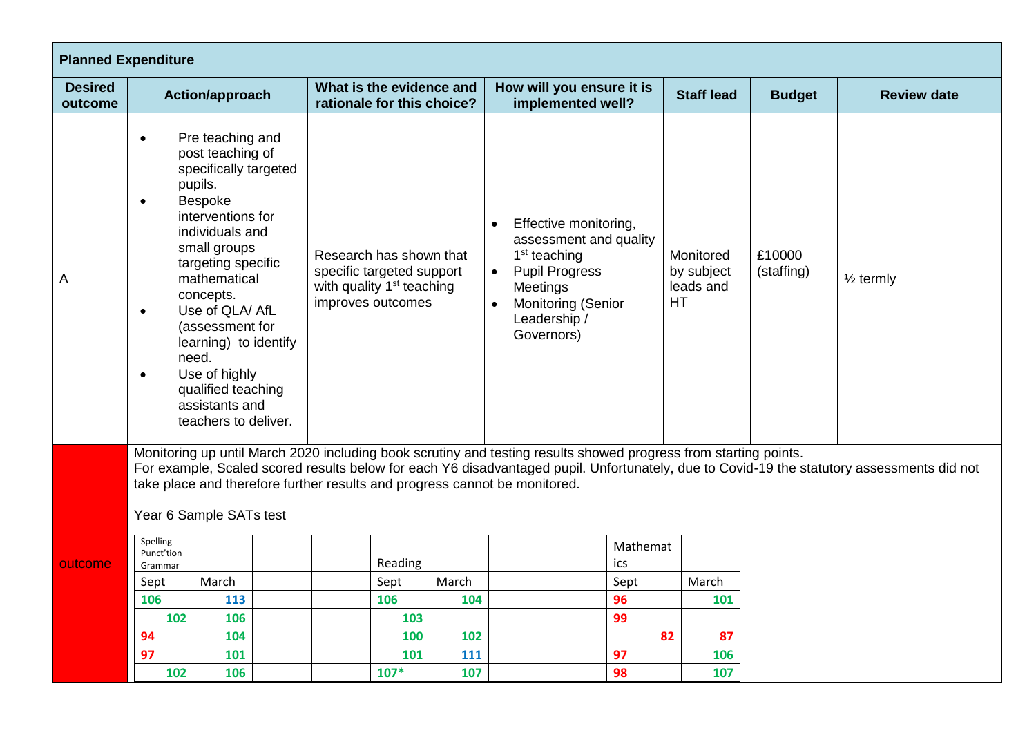| Planned Expenditure | | | | | | |
|---|---|---|---|---|---|---|
| **Desired outcome** | **Action/approach** | **What is the evidence and rationale for this choice?** | **How will you ensure it is implemented well?** | **Staff lead** | **Budget** | **Review date** |
| A | • Pre teaching and post teaching of specifically targeted pupils.<br>• Bespoke interventions for individuals and small groups targeting specific mathematical concepts.<br>• Use of QLA/ AfL (assessment for learning) to identify need.<br>• Use of highly qualified teaching assistants and teachers to deliver. | Research has shown that specific targeted support with quality 1st teaching improves outcomes | • Effective monitoring, assessment and quality 1st teaching<br>• Pupil Progress Meetings<br>• Monitoring (Senior Leadership / Governors) | Monitored by subject leads and HT | £10000 (staffing) | ½ termly |

**outcome**

Monitoring up until March 2020 including book scrutiny and testing results showed progress from starting points.
For example, Scaled scored results below for each Y6 disadvantaged pupil. Unfortunately, due to Covid-19 the statutory assessments did not take place and therefore further results and progress cannot be monitored.

Year 6 Sample SATs test

| Spelling Punct'tion Grammar | | | | Reading | | | | Mathematics | |
|---|---|---|---|---|---|---|---|---|---|
| Sept | March | | | Sept | March | | | Sept | March |
| 106 | 113 | | | 106 | 104 | | | 96 | 101 |
| 102 | 106 | | | 103 | | | | 99 | |
| 94 | 104 | | | 100 | 102 | | | 82 | 87 |
| 97 | 101 | | | 101 | 111 | | | 97 | 106 |
| 102 | 106 | | | 107* | 107 | | | 98 | 107 |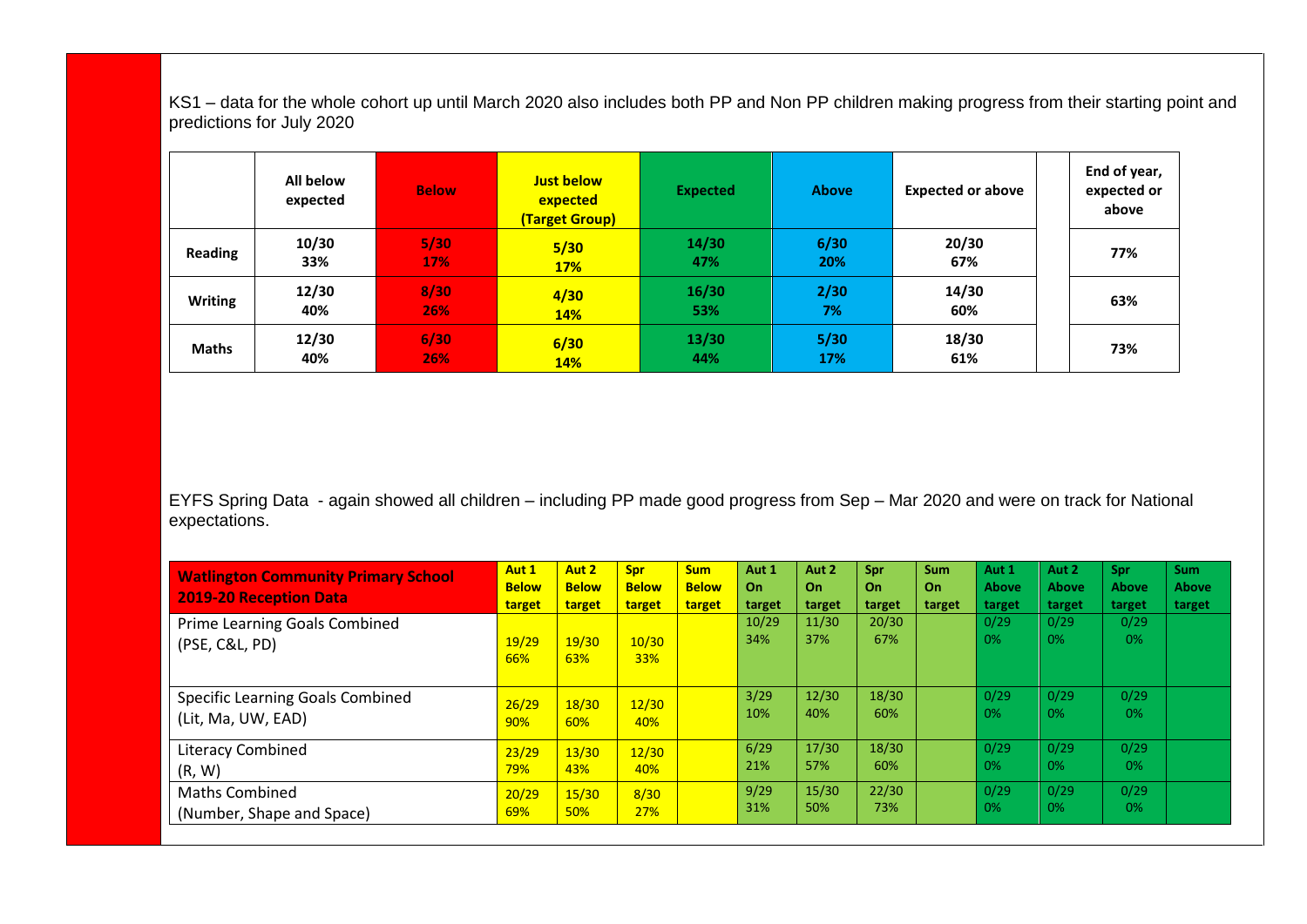KS1 – data for the whole cohort up until March 2020 also includes both PP and Non PP children making progress from their starting point and predictions for July 2020

| | All below expected | Below | Just below expected (Target Group) | Expected | Above | Expected or above | | End of year, expected or above |
|---|---|---|---|---|---|---|---|---|
| **Reading** | 10/30 33% | 5/30 17% | 5/30 17% | 14/30 47% | 6/30 20% | 20/30 67% | | 77% |
| **Writing** | 12/30 40% | 8/30 26% | 4/30 14% | 16/30 53% | 2/30 7% | 14/30 60% | | 63% |
| **Maths** | 12/30 40% | 6/30 26% | 6/30 14% | 13/30 44% | 5/30 17% | 18/30 61% | | 73% |

EYFS Spring Data - again showed all children – including PP made good progress from Sep – Mar 2020 and were on track for National expectations.

| Watlington Community Primary School 2019-20 Reception Data | Aut 1 Below target | Aut 2 Below target | Spr Below target | Sum Below target | Aut 1 On target | Aut 2 On target | Spr On target | Sum On target | Aut 1 Above target | Aut 2 Above target | Spr Above target | Sum Above target |
|---|---|---|---|---|---|---|---|---|---|---|---|---|
| Prime Learning Goals Combined (PSE, C&L, PD) | 19/29 66% | 19/30 63% | 10/30 33% | | 10/29 34% | 11/30 37% | 20/30 67% | | 0/29 0% | 0/29 0% | 0/29 0% | |
| Specific Learning Goals Combined (Lit, Ma, UW, EAD) | 26/29 90% | 18/30 60% | 12/30 40% | | 3/29 10% | 12/30 40% | 18/30 60% | | 0/29 0% | 0/29 0% | 0/29 0% | |
| Literacy Combined (R, W) | 23/29 79% | 13/30 43% | 12/30 40% | | 6/29 21% | 17/30 57% | 18/30 60% | | 0/29 0% | 0/29 0% | 0/29 0% | |
| Maths Combined (Number, Shape and Space) | 20/29 69% | 15/30 50% | 8/30 27% | | 9/29 31% | 15/30 50% | 22/30 73% | | 0/29 0% | 0/29 0% | 0/29 0% | |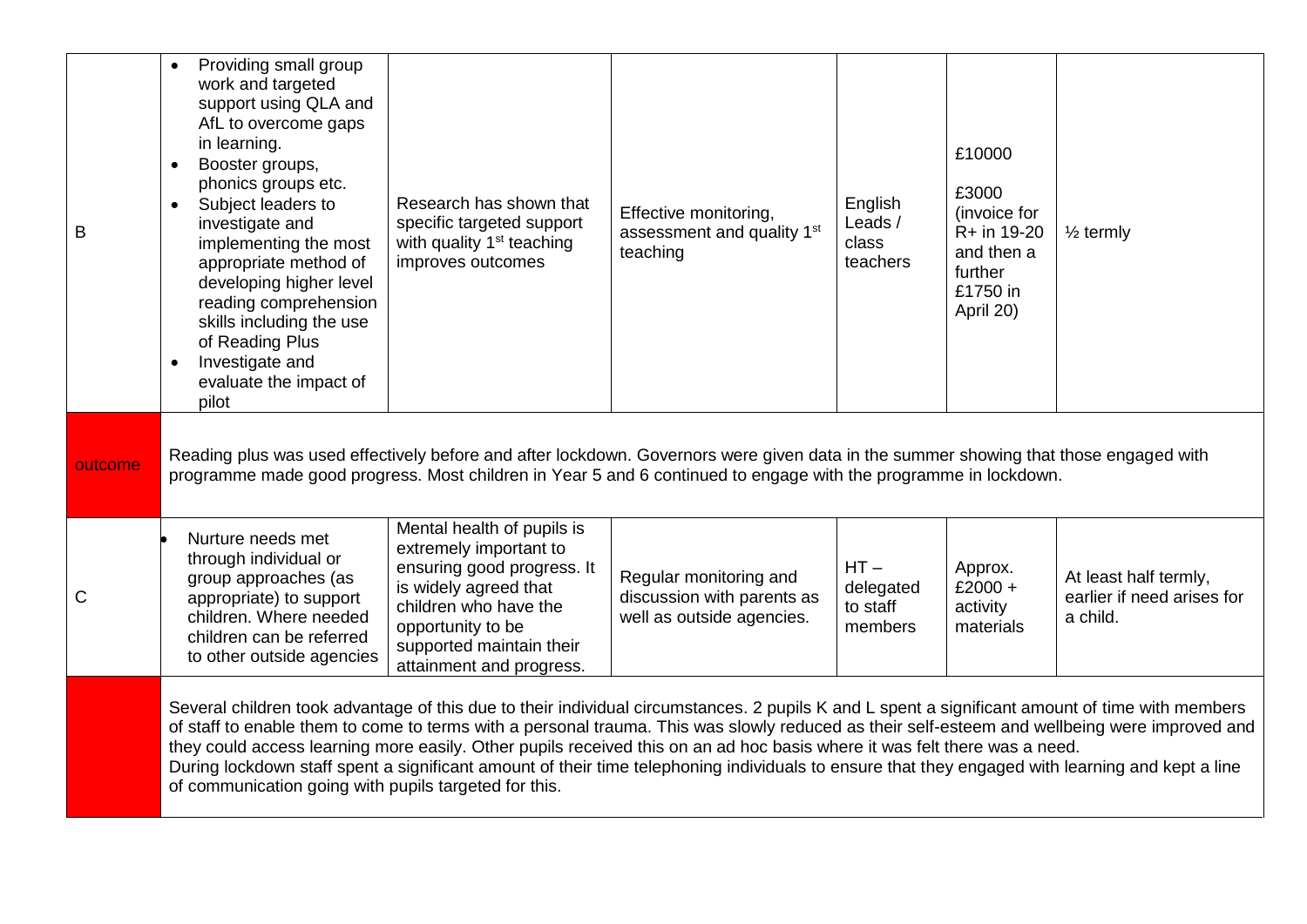| | | | | | | |
|---|---|---|---|---|---|---|
| B | • Providing small group work and targeted support using QLA and AfL to overcome gaps in learning.<br>• Booster groups, phonics groups etc.<br>• Subject leaders to investigate and implementing the most appropriate method of developing higher level reading comprehension skills including the use of Reading Plus<br>• Investigate and evaluate the impact of pilot | Research has shown that specific targeted support with quality 1st teaching improves outcomes | Effective monitoring, assessment and quality 1st teaching | English Leads / class teachers | £10000<br><br>£3000 (invoice for R+ in 19-20 and then a further £1750 in April 20) | ½ termly |
| outcome | Reading plus was used effectively before and after lockdown. Governors were given data in the summer showing that those engaged with programme made good progress. Most children in Year 5 and 6 continued to engage with the programme in lockdown. | | | | | |
| C | • Nurture needs met through individual or group approaches (as appropriate) to support children. Where needed children can be referred to other outside agencies | Mental health of pupils is extremely important to ensuring good progress. It is widely agreed that children who have the opportunity to be supported maintain their attainment and progress. | Regular monitoring and discussion with parents as well as outside agencies. | HT – delegated to staff members | Approx. £2000 + activity materials | At least half termly, earlier if need arises for a child. |
| | Several children took advantage of this due to their individual circumstances. 2 pupils K and L spent a significant amount of time with members of staff to enable them to come to terms with a personal trauma. This was slowly reduced as their self-esteem and wellbeing were improved and they could access learning more easily. Other pupils received this on an ad hoc basis where it was felt there was a need.<br>During lockdown staff spent a significant amount of their time telephoning individuals to ensure that they engaged with learning and kept a line of communication going with pupils targeted for this. | | | | | |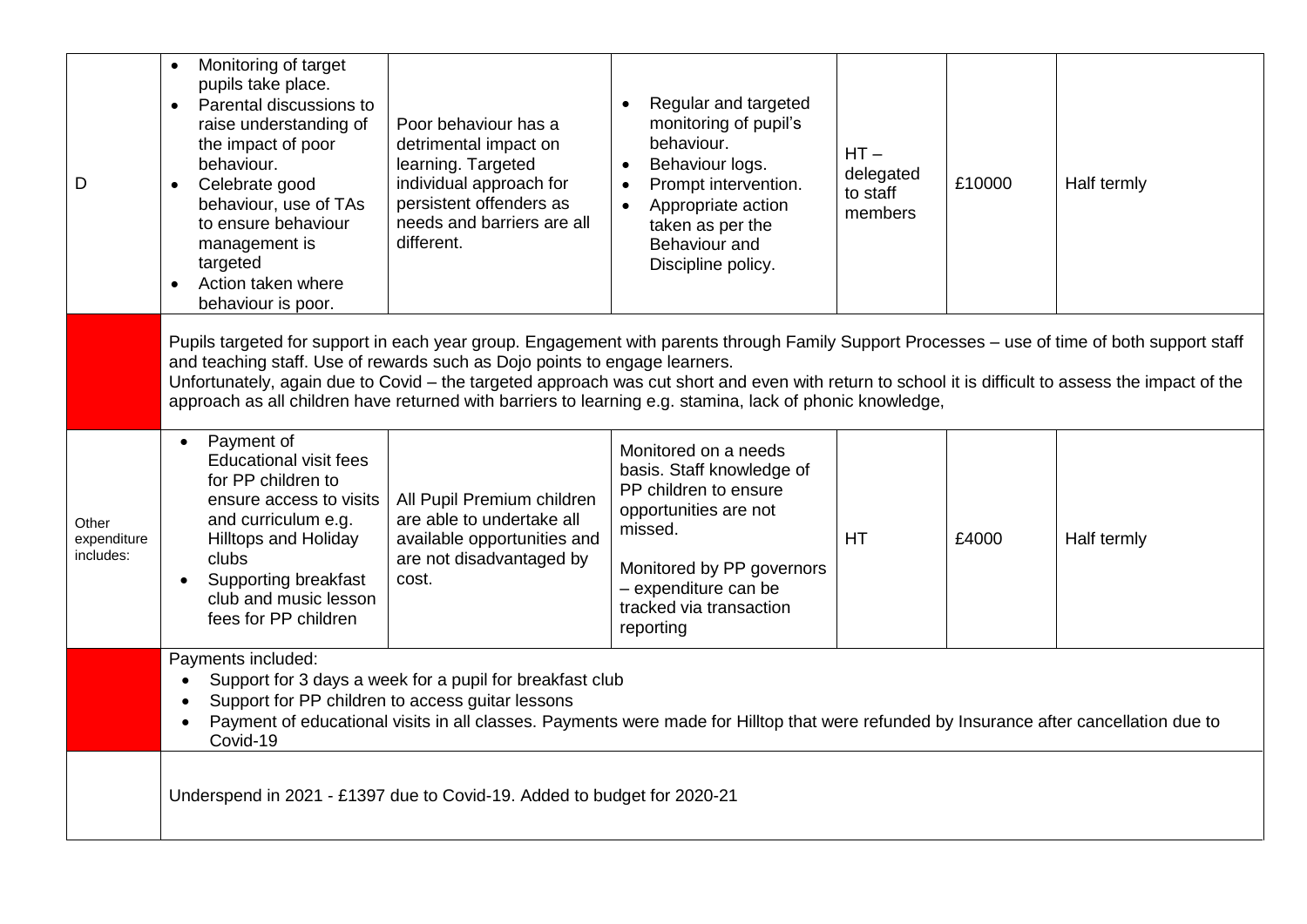| | | | | | | |
|---|---|---|---|---|---|---|
| D | • Monitoring of target pupils take place.<br>• Parental discussions to raise understanding of the impact of poor behaviour.<br>• Celebrate good behaviour, use of TAs to ensure behaviour management is targeted<br>• Action taken where behaviour is poor. | Poor behaviour has a detrimental impact on learning. Targeted individual approach for persistent offenders as needs and barriers are all different. | • Regular and targeted monitoring of pupil's behaviour.<br>• Behaviour logs.<br>• Prompt intervention.<br>• Appropriate action taken as per the Behaviour and Discipline policy. | HT – delegated to staff members | £10000 | Half termly |
| | Pupils targeted for support in each year group. Engagement with parents through Family Support Processes – use of time of both support staff and teaching staff. Use of rewards such as Dojo points to engage learners.<br>Unfortunately, again due to Covid – the targeted approach was cut short and even with return to school it is difficult to assess the impact of the approach as all children have returned with barriers to learning e.g. stamina, lack of phonic knowledge, | | | | | |
| Other expenditure includes: | • Payment of Educational visit fees for PP children to ensure access to visits and curriculum e.g. Hilltops and Holiday clubs<br>• Supporting breakfast club and music lesson fees for PP children | All Pupil Premium children are able to undertake all available opportunities and are not disadvantaged by cost. | Monitored on a needs basis. Staff knowledge of PP children to ensure opportunities are not missed.<br><br>Monitored by PP governors – expenditure can be tracked via transaction reporting | HT | £4000 | Half termly |
| | Payments included:<br>• Support for 3 days a week for a pupil for breakfast club<br>• Support for PP children to access guitar lessons<br>• Payment of educational visits in all classes. Payments were made for Hilltop that were refunded by Insurance after cancellation due to Covid-19 | | | | | |
| | Underspend in 2021 - £1397 due to Covid-19. Added to budget for 2020-21 | | | | | |